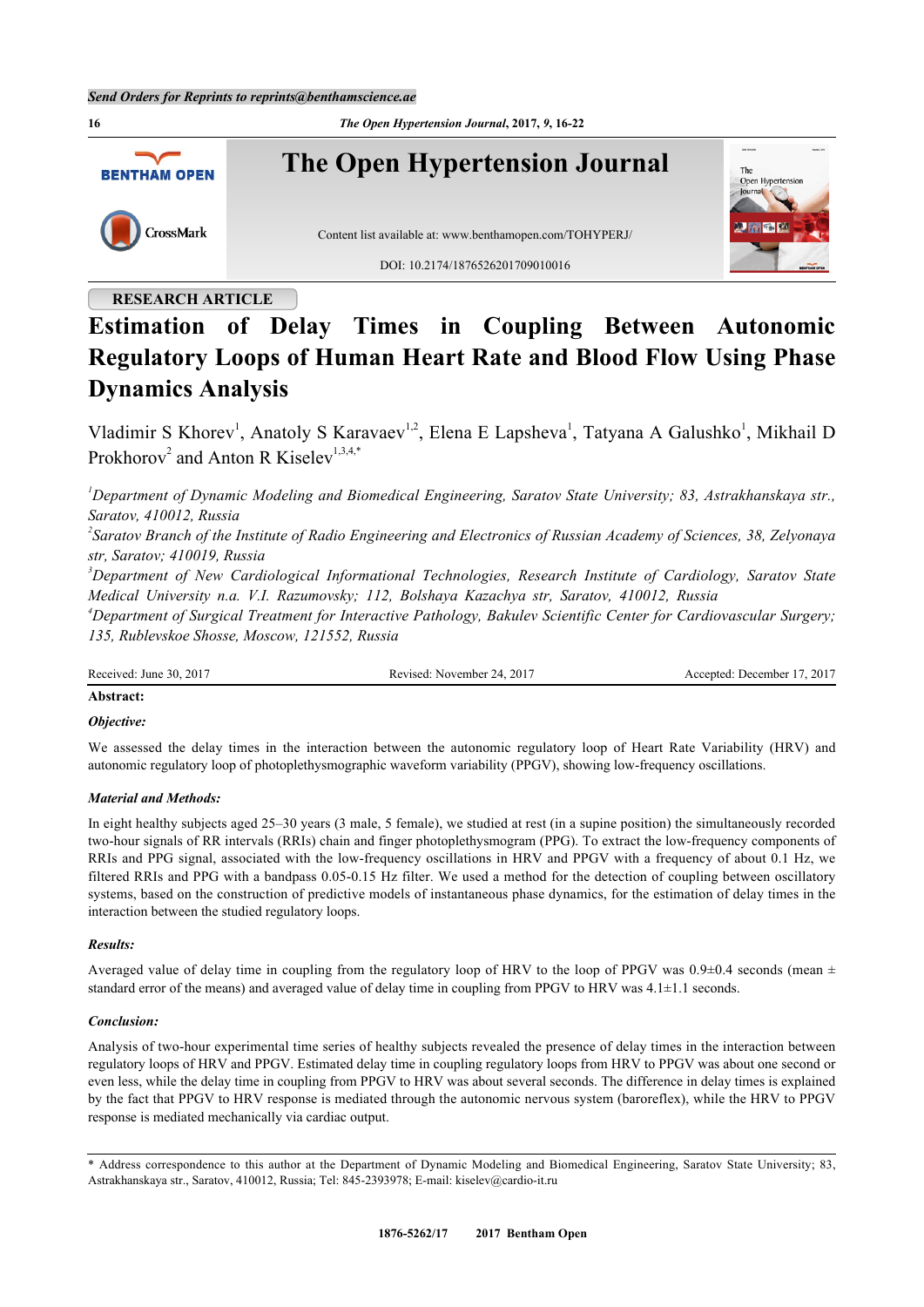RESEARCH ARTICLE

# Estimation of Delay Times in Coupling Between Autonomic Regulatory Loops of Human Heart Rate and Blood Flow Using Phase Dynamics Analysis

Vladimir S Khorev[1], Anatoly S Karavaev[1,2], Elena E Lapsheva[1], Tatyana A Galushko[1], Mikhail D Prokhorov[2] and Anton R Kiselev[1,3,4,*]

[1]*Department of Dynamic Modeling and Biomedical Engineering, Saratov State University; 83, Astrakhanskaya str., Saratov, 410012, Russia*

[2]*Saratov Branch of the Institute of Radio Engineering and Electronics of Russian Academy of Sciences, 38, Zelyonaya str, Saratov; 410019, Russia*

[3]*Department of New Cardiological Informational Technologies, Research Institute of Cardiology, Saratov State Medical University n.a. V.I. Razumovsky; 112, Bolshaya Kazachya str, Saratov, 410012, Russia*

[4]*Department of Surgical Treatment for Interactive Pathology, Bakulev Scientific Center for Cardiovascular Surgery; 135, Rublevskoe Shosse, Moscow, 121552, Russia*

Received: June 30, 2017 Revised: November 24, 2017 Accepted: December 17, 2017

**Abstract:**

***Objective:***

We assessed the delay times in the interaction between the autonomic regulatory loop of Heart Rate Variability (HRV) and autonomic regulatory loop of photoplethysmographic waveform variability (PPGV), showing low-frequency oscillations.

***Material and Methods:***

In eight healthy subjects aged 25–30 years (3 male, 5 female), we studied at rest (in a supine position) the simultaneously recorded two-hour signals of RR intervals (RRIs) chain and finger photoplethysmogram (PPG). To extract the low-frequency components of RRIs and PPG signal, associated with the low-frequency oscillations in HRV and PPGV with a frequency of about 0.1 Hz, we filtered RRIs and PPG with a bandpass 0.05-0.15 Hz filter. We used a method for the detection of coupling between oscillatory systems, based on the construction of predictive models of instantaneous phase dynamics, for the estimation of delay times in the interaction between the studied regulatory loops.

***Results:***

Averaged value of delay time in coupling from the regulatory loop of HRV to the loop of PPGV was 0.9±0.4 seconds (mean ± standard error of the means) and averaged value of delay time in coupling from PPGV to HRV was 4.1±1.1 seconds.

***Conclusion:***

Analysis of two-hour experimental time series of healthy subjects revealed the presence of delay times in the interaction between regulatory loops of HRV and PPGV. Estimated delay time in coupling regulatory loops from HRV to PPGV was about one second or even less, while the delay time in coupling from PPGV to HRV was about several seconds. The difference in delay times is explained by the fact that PPGV to HRV response is mediated through the autonomic nervous system (baroreflex), while the HRV to PPGV response is mediated mechanically via cardiac output.

\* Address correspondence to this author at the Department of Dynamic Modeling and Biomedical Engineering, Saratov State University; 83, Astrakhanskaya str., Saratov, 410012, Russia; Tel: 845-2393978; E-mail: kiselev@cardio-it.ru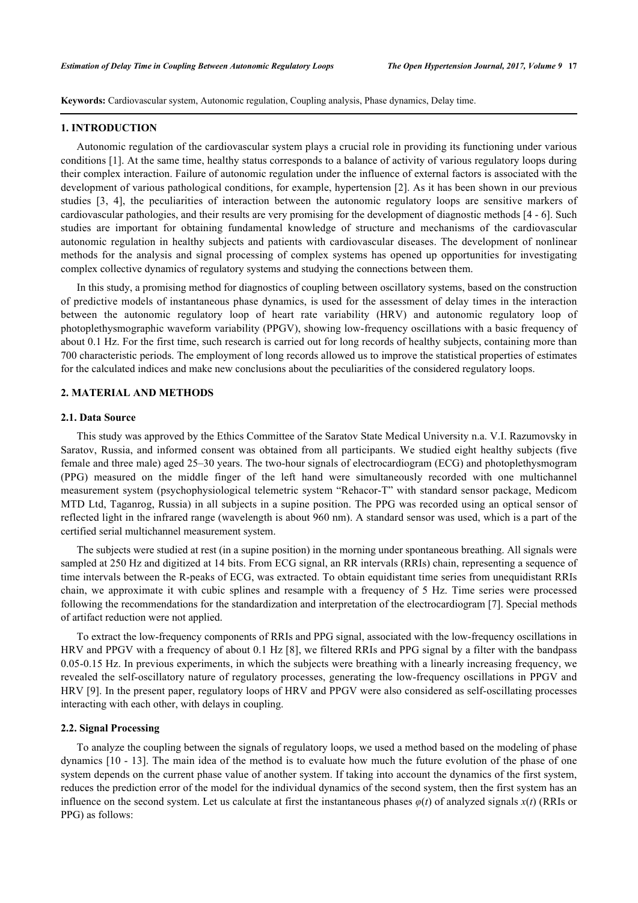**Keywords:** Cardiovascular system, Autonomic regulation, Coupling analysis, Phase dynamics, Delay time.

## 1. INTRODUCTION

Autonomic regulation of the cardiovascular system plays a crucial role in providing its functioning under various conditions [1]. At the same time, healthy status corresponds to a balance of activity of various regulatory loops during their complex interaction. Failure of autonomic regulation under the influence of external factors is associated with the development of various pathological conditions, for example, hypertension [2]. As it has been shown in our previous studies [3, 4], the peculiarities of interaction between the autonomic regulatory loops are sensitive markers of cardiovascular pathologies, and their results are very promising for the development of diagnostic methods [4 - 6]. Such studies are important for obtaining fundamental knowledge of structure and mechanisms of the cardiovascular autonomic regulation in healthy subjects and patients with cardiovascular diseases. The development of nonlinear methods for the analysis and signal processing of complex systems has opened up opportunities for investigating complex collective dynamics of regulatory systems and studying the connections between them.

In this study, a promising method for diagnostics of coupling between oscillatory systems, based on the construction of predictive models of instantaneous phase dynamics, is used for the assessment of delay times in the interaction between the autonomic regulatory loop of heart rate variability (HRV) and autonomic regulatory loop of photoplethysmographic waveform variability (PPGV), showing low-frequency oscillations with a basic frequency of about 0.1 Hz. For the first time, such research is carried out for long records of healthy subjects, containing more than 700 characteristic periods. The employment of long records allowed us to improve the statistical properties of estimates for the calculated indices and make new conclusions about the peculiarities of the considered regulatory loops.

## 2. MATERIAL AND METHODS

### 2.1. Data Source

This study was approved by the Ethics Committee of the Saratov State Medical University n.a. V.I. Razumovsky in Saratov, Russia, and informed consent was obtained from all participants. We studied eight healthy subjects (five female and three male) aged 25–30 years. The two-hour signals of electrocardiogram (ECG) and photoplethysmogram (PPG) measured on the middle finger of the left hand were simultaneously recorded with one multichannel measurement system (psychophysiological telemetric system "Rehacor-T" with standard sensor package, Medicom MTD Ltd, Taganrog, Russia) in all subjects in a supine position. The PPG was recorded using an optical sensor of reflected light in the infrared range (wavelength is about 960 nm). A standard sensor was used, which is a part of the certified serial multichannel measurement system.

The subjects were studied at rest (in a supine position) in the morning under spontaneous breathing. All signals were sampled at 250 Hz and digitized at 14 bits. From ECG signal, an RR intervals (RRIs) chain, representing a sequence of time intervals between the R-peaks of ECG, was extracted. To obtain equidistant time series from unequidistant RRIs chain, we approximate it with cubic splines and resample with a frequency of 5 Hz. Time series were processed following the recommendations for the standardization and interpretation of the electrocardiogram [7]. Special methods of artifact reduction were not applied.

To extract the low-frequency components of RRIs and PPG signal, associated with the low-frequency oscillations in HRV and PPGV with a frequency of about 0.1 Hz [8], we filtered RRIs and PPG signal by a filter with the bandpass 0.05-0.15 Hz. In previous experiments, in which the subjects were breathing with a linearly increasing frequency, we revealed the self-oscillatory nature of regulatory processes, generating the low-frequency oscillations in PPGV and HRV [9]. In the present paper, regulatory loops of HRV and PPGV were also considered as self-oscillating processes interacting with each other, with delays in coupling.

### 2.2. Signal Processing

To analyze the coupling between the signals of regulatory loops, we used a method based on the modeling of phase dynamics [10 - 13]. The main idea of the method is to evaluate how much the future evolution of the phase of one system depends on the current phase value of another system. If taking into account the dynamics of the first system, reduces the prediction error of the model for the individual dynamics of the second system, then the first system has an influence on the second system. Let us calculate at first the instantaneous phases $\varphi(t)$ of analyzed signals $x(t)$ (RRIs or PPG) as follows: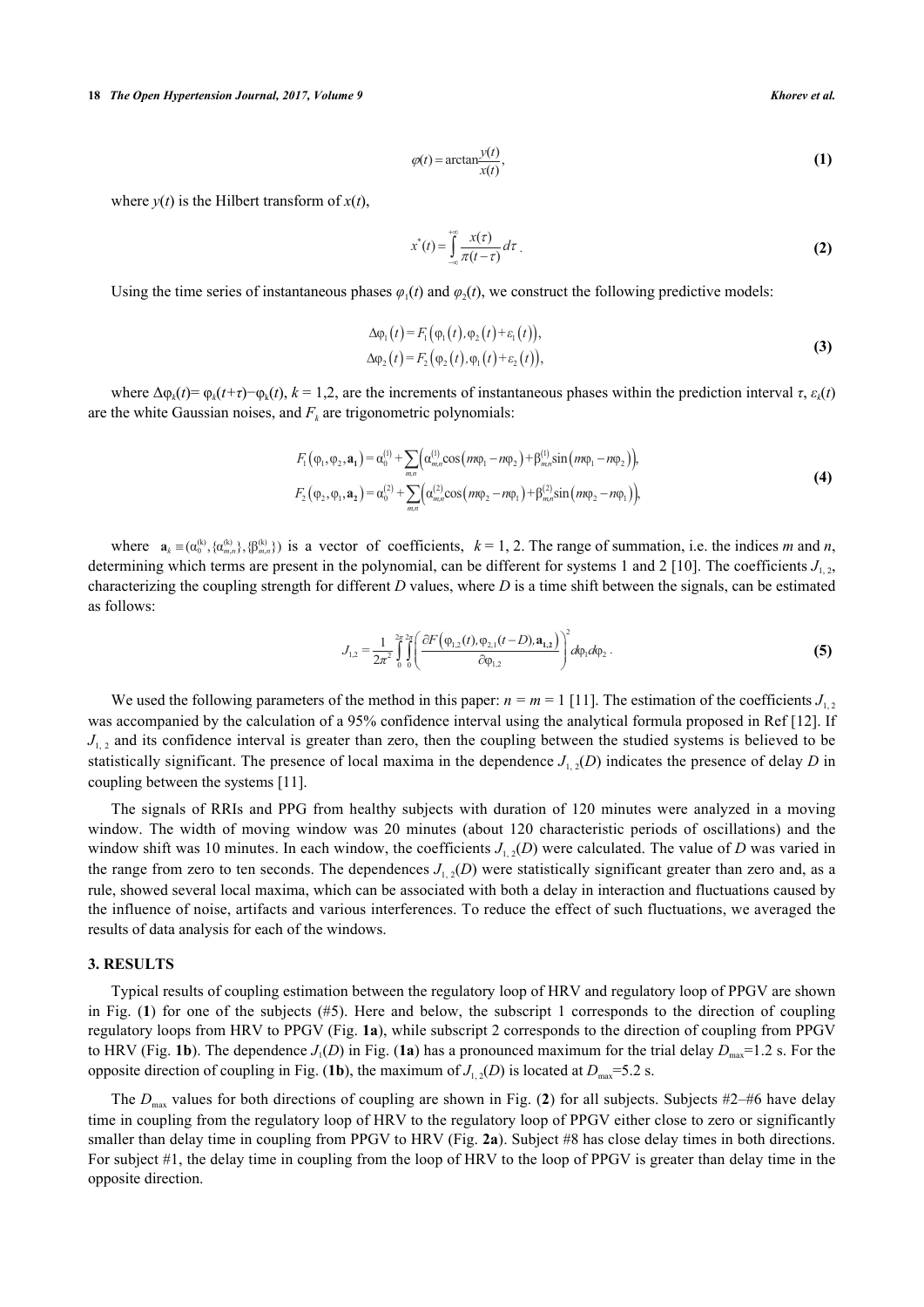$$\varphi(t) = \arctan\frac{y(t)}{x(t)}, \tag{1}$$

where $y(t)$ is the Hilbert transform of $x(t)$,

$$x^*(t) = \int_{-\infty}^{+\infty} \frac{x(\tau)}{\pi(t-\tau)} d\tau . \tag{2}$$

Using the time series of instantaneous phases $\varphi_1(t)$ and $\varphi_2(t)$, we construct the following predictive models:

$$\begin{aligned} \Delta\varphi_1(t) &= F_1\left(\varphi_1(t), \varphi_2(t) + \varepsilon_1(t)\right), \\ \Delta\varphi_2(t) &= F_2\left(\varphi_2(t), \varphi_1(t) + \varepsilon_2(t)\right), \end{aligned} \tag{3}$$

where $\Delta\varphi_k(t) = \varphi_k(t+\tau) - \varphi_k(t)$, $k = 1,2$, are the increments of instantaneous phases within the prediction interval $\tau$, $\varepsilon_k(t)$ are the white Gaussian noises, and $F_k$ are trigonometric polynomials:

$$\begin{aligned} F_1(\varphi_1, \varphi_2, \mathbf{a_1}) &= \alpha_0^{(1)} + \sum_{m,n}\left(\alpha_{m,n}^{(1)}\cos(m\varphi_1 - n\varphi_2) + \beta_{m,n}^{(1)}\sin(m\varphi_1 - n\varphi_2)\right), \\ F_2(\varphi_2, \varphi_1, \mathbf{a_2}) &= \alpha_0^{(2)} + \sum_{m,n}\left(\alpha_{m,n}^{(2)}\cos(m\varphi_2 - n\varphi_1) + \beta_{m,n}^{(2)}\sin(m\varphi_2 - n\varphi_1)\right), \end{aligned} \tag{4}$$

where $\mathbf{a}_k \equiv (\alpha_0^{(k)}, \{\alpha_{m,n}^{(k)}\}, \{\beta_{m,n}^{(k)}\})$ is a vector of coefficients, $k = 1, 2$. The range of summation, i.e. the indices $m$ and $n$, determining which terms are present in the polynomial, can be different for systems 1 and 2 [10]. The coefficients $J_{1,2}$, characterizing the coupling strength for different $D$ values, where $D$ is a time shift between the signals, can be estimated as follows:

$$J_{1,2} = \frac{1}{2\pi^2}\int_0^{2\pi}\int_0^{2\pi}\left(\frac{\partial F\left(\varphi_{1,2}(t), \varphi_{2,1}(t-D), \mathbf{a_{1,2}}\right)}{\partial\varphi_{1,2}}\right)^2 d\varphi_1 d\varphi_2 . \tag{5}$$

We used the following parameters of the method in this paper: $n = m = 1$ [11]. The estimation of the coefficients $J_{1,2}$ was accompanied by the calculation of a 95% confidence interval using the analytical formula proposed in Ref [12]. If $J_{1,2}$ and its confidence interval is greater than zero, then the coupling between the studied systems is believed to be statistically significant. The presence of local maxima in the dependence $J_{1,2}(D)$ indicates the presence of delay $D$ in coupling between the systems [11].

The signals of RRIs and PPG from healthy subjects with duration of 120 minutes were analyzed in a moving window. The width of moving window was 20 minutes (about 120 characteristic periods of oscillations) and the window shift was 10 minutes. In each window, the coefficients $J_{1,2}(D)$ were calculated. The value of $D$ was varied in the range from zero to ten seconds. The dependences $J_{1,2}(D)$ were statistically significant greater than zero and, as a rule, showed several local maxima, which can be associated with both a delay in interaction and fluctuations caused by the influence of noise, artifacts and various interferences. To reduce the effect of such fluctuations, we averaged the results of data analysis for each of the windows.

## 3. RESULTS

Typical results of coupling estimation between the regulatory loop of HRV and regulatory loop of PPGV are shown in Fig. (**1**) for one of the subjects (#5). Here and below, the subscript 1 corresponds to the direction of coupling regulatory loops from HRV to PPGV (Fig. **1a**), while subscript 2 corresponds to the direction of coupling from PPGV to HRV (Fig. **1b**). The dependence $J_1(D)$ in Fig. (**1a**) has a pronounced maximum for the trial delay $D_{max}$=1.2 s. For the opposite direction of coupling in Fig. (**1b**), the maximum of $J_{1,2}(D)$ is located at $D_{max}$=5.2 s.

The $D_{max}$ values for both directions of coupling are shown in Fig. (**2**) for all subjects. Subjects #2–#6 have delay time in coupling from the regulatory loop of HRV to the regulatory loop of PPGV either close to zero or significantly smaller than delay time in coupling from PPGV to HRV (Fig. **2a**). Subject #8 has close delay times in both directions. For subject #1, the delay time in coupling from the loop of HRV to the loop of PPGV is greater than delay time in the opposite direction.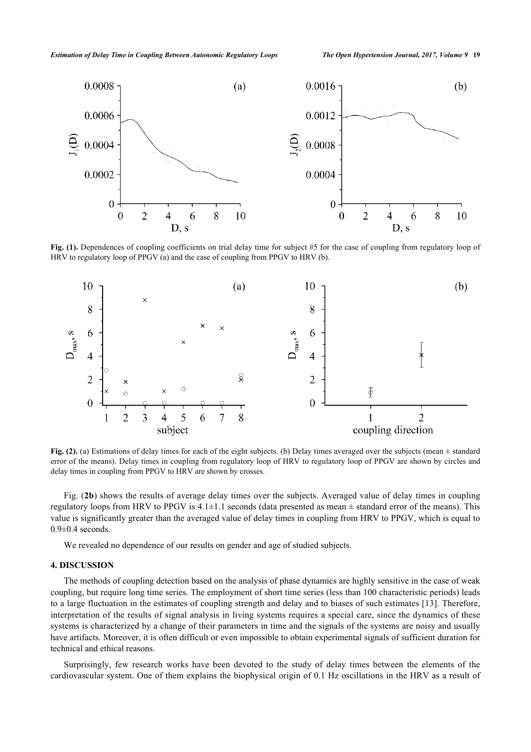**Fig. (1).** Dependences of coupling coefficients on trial delay time for subject #5 for the case of coupling from regulatory loop of HRV to regulatory loop of PPGV (a) and the case of coupling from PPGV to HRV (b).

**Fig. (2).** (a) Estimations of delay times for each of the eight subjects. (b) Delay times averaged over the subjects (mean ± standard error of the means). Delay times in coupling from regulatory loop of HRV to regulatory loop of PPGV are shown by circles and delay times in coupling from PPGV to HRV are shown by crosses.

Fig. (**2b**) shows the results of average delay times over the subjects. Averaged value of delay times in coupling regulatory loops from HRV to PPGV is 4.1±1.1 seconds (data presented as mean ± standard error of the means). This value is significantly greater than the averaged value of delay times in coupling from HRV to PPGV, which is equal to 0.9±0.4 seconds.

We revealed no dependence of our results on gender and age of studied subjects.

## 4. DISCUSSION

The methods of coupling detection based on the analysis of phase dynamics are highly sensitive in the case of weak coupling, but require long time series. The employment of short time series (less than 100 characteristic periods) leads to a large fluctuation in the estimates of coupling strength and delay and to biases of such estimates [13]. Therefore, interpretation of the results of signal analysis in living systems requires a special care, since the dynamics of these systems is characterized by a change of their parameters in time and the signals of the systems are noisy and usually have artifacts. Moreover, it is often difficult or even impossible to obtain experimental signals of sufficient duration for technical and ethical reasons.

Surprisingly, few research works have been devoted to the study of delay times between the elements of the cardiovascular system. One of them explains the biophysical origin of 0.1 Hz oscillations in the HRV as a result of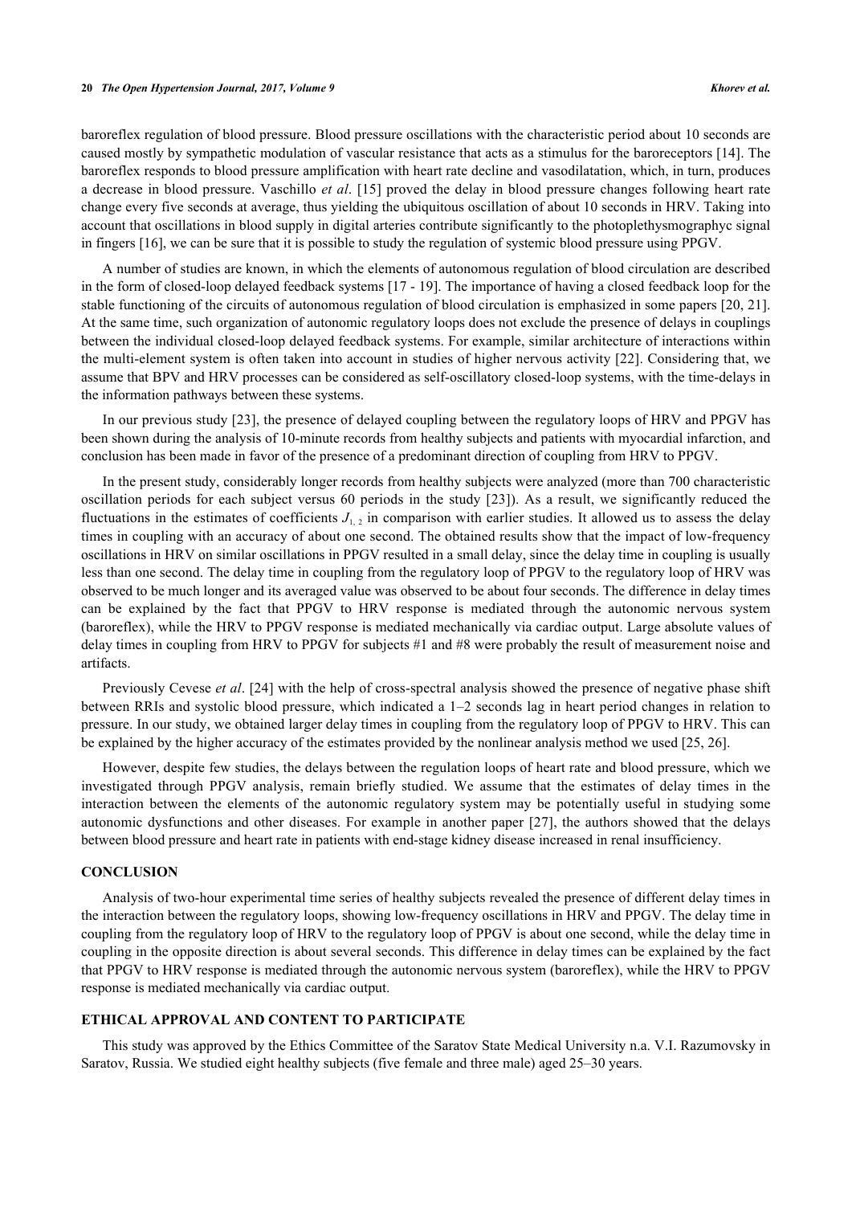baroreflex regulation of blood pressure. Blood pressure oscillations with the characteristic period about 10 seconds are caused mostly by sympathetic modulation of vascular resistance that acts as a stimulus for the baroreceptors [14]. The baroreflex responds to blood pressure amplification with heart rate decline and vasodilatation, which, in turn, produces a decrease in blood pressure. Vaschillo *et al*. [15] proved the delay in blood pressure changes following heart rate change every five seconds at average, thus yielding the ubiquitous oscillation of about 10 seconds in HRV. Taking into account that oscillations in blood supply in digital arteries contribute significantly to the photoplethysmographyc signal in fingers [16], we can be sure that it is possible to study the regulation of systemic blood pressure using PPGV.

A number of studies are known, in which the elements of autonomous regulation of blood circulation are described in the form of closed-loop delayed feedback systems [17 - 19]. The importance of having a closed feedback loop for the stable functioning of the circuits of autonomous regulation of blood circulation is emphasized in some papers [20, 21]. At the same time, such organization of autonomic regulatory loops does not exclude the presence of delays in couplings between the individual closed-loop delayed feedback systems. For example, similar architecture of interactions within the multi-element system is often taken into account in studies of higher nervous activity [22]. Considering that, we assume that BPV and HRV processes can be considered as self-oscillatory closed-loop systems, with the time-delays in the information pathways between these systems.

In our previous study [23], the presence of delayed coupling between the regulatory loops of HRV and PPGV has been shown during the analysis of 10-minute records from healthy subjects and patients with myocardial infarction, and conclusion has been made in favor of the presence of a predominant direction of coupling from HRV to PPGV.

In the present study, considerably longer records from healthy subjects were analyzed (more than 700 characteristic oscillation periods for each subject versus 60 periods in the study [23]). As a result, we significantly reduced the fluctuations in the estimates of coefficients $J_{1,2}$ in comparison with earlier studies. It allowed us to assess the delay times in coupling with an accuracy of about one second. The obtained results show that the impact of low-frequency oscillations in HRV on similar oscillations in PPGV resulted in a small delay, since the delay time in coupling is usually less than one second. The delay time in coupling from the regulatory loop of PPGV to the regulatory loop of HRV was observed to be much longer and its averaged value was observed to be about four seconds. The difference in delay times can be explained by the fact that PPGV to HRV response is mediated through the autonomic nervous system (baroreflex), while the HRV to PPGV response is mediated mechanically via cardiac output. Large absolute values of delay times in coupling from HRV to PPGV for subjects #1 and #8 were probably the result of measurement noise and artifacts.

Previously Cevese *et al*. [24] with the help of cross-spectral analysis showed the presence of negative phase shift between RRIs and systolic blood pressure, which indicated a 1–2 seconds lag in heart period changes in relation to pressure. In our study, we obtained larger delay times in coupling from the regulatory loop of PPGV to HRV. This can be explained by the higher accuracy of the estimates provided by the nonlinear analysis method we used [25, 26].

However, despite few studies, the delays between the regulation loops of heart rate and blood pressure, which we investigated through PPGV analysis, remain briefly studied. We assume that the estimates of delay times in the interaction between the elements of the autonomic regulatory system may be potentially useful in studying some autonomic dysfunctions and other diseases. For example in another paper [27], the authors showed that the delays between blood pressure and heart rate in patients with end-stage kidney disease increased in renal insufficiency.

## CONCLUSION

Analysis of two-hour experimental time series of healthy subjects revealed the presence of different delay times in the interaction between the regulatory loops, showing low-frequency oscillations in HRV and PPGV. The delay time in coupling from the regulatory loop of HRV to the regulatory loop of PPGV is about one second, while the delay time in coupling in the opposite direction is about several seconds. This difference in delay times can be explained by the fact that PPGV to HRV response is mediated through the autonomic nervous system (baroreflex), while the HRV to PPGV response is mediated mechanically via cardiac output.

## ETHICAL APPROVAL AND CONTENT TO PARTICIPATE

This study was approved by the Ethics Committee of the Saratov State Medical University n.a. V.I. Razumovsky in Saratov, Russia. We studied eight healthy subjects (five female and three male) aged 25–30 years.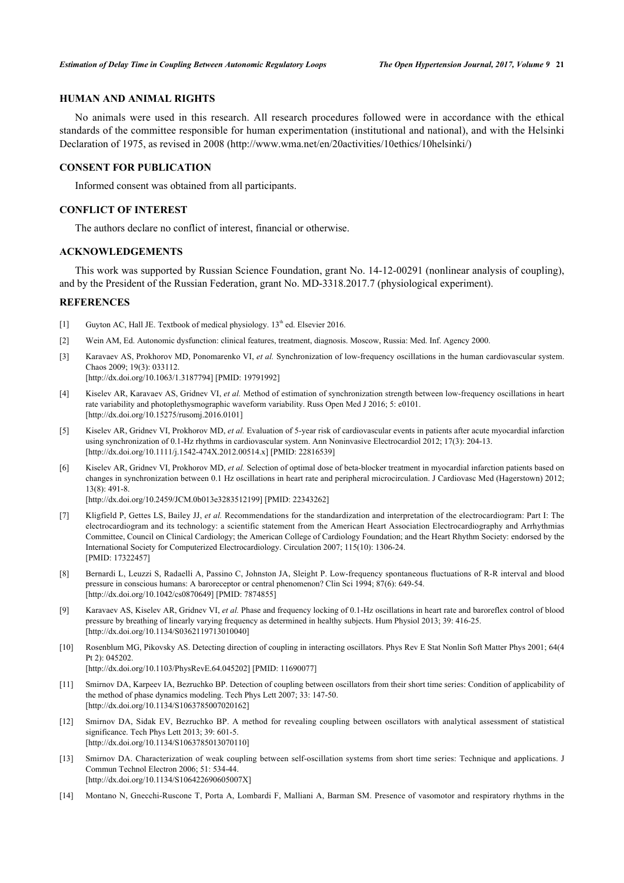## HUMAN AND ANIMAL RIGHTS

No animals were used in this research. All research procedures followed were in accordance with the ethical standards of the committee responsible for human experimentation (institutional and national), and with the Helsinki Declaration of 1975, as revised in 2008 (http://www.wma.net/en/20activities/10ethics/10helsinki/)

## CONSENT FOR PUBLICATION

Informed consent was obtained from all participants.

## CONFLICT OF INTEREST

The authors declare no conflict of interest, financial or otherwise.

## ACKNOWLEDGEMENTS

This work was supported by Russian Science Foundation, grant No. 14-12-00291 (nonlinear analysis of coupling), and by the President of the Russian Federation, grant No. MD-3318.2017.7 (physiological experiment).

## REFERENCES

[1] Guyton AC, Hall JE. Textbook of medical physiology. 13th ed. Elsevier 2016.

[2] Wein AM, Ed. Autonomic dysfunction: clinical features, treatment, diagnosis. Moscow, Russia: Med. Inf. Agency 2000.

[3] Karavaev AS, Prokhorov MD, Ponomarenko VI, *et al.* Synchronization of low-frequency oscillations in the human cardiovascular system. Chaos 2009; 19(3): 033112. [http://dx.doi.org/10.1063/1.3187794] [PMID: 19791992]

[4] Kiselev AR, Karavaev AS, Gridnev VI, *et al.* Method of estimation of synchronization strength between low-frequency oscillations in heart rate variability and photoplethysmographic waveform variability. Russ Open Med J 2016; 5: e0101. [http://dx.doi.org/10.15275/rusomj.2016.0101]

[5] Kiselev AR, Gridnev VI, Prokhorov MD, *et al.* Evaluation of 5-year risk of cardiovascular events in patients after acute myocardial infarction using synchronization of 0.1-Hz rhythms in cardiovascular system. Ann Noninvasive Electrocardiol 2012; 17(3): 204-13. [http://dx.doi.org/10.1111/j.1542-474X.2012.00514.x] [PMID: 22816539]

[6] Kiselev AR, Gridnev VI, Prokhorov MD, *et al.* Selection of optimal dose of beta-blocker treatment in myocardial infarction patients based on changes in synchronization between 0.1 Hz oscillations in heart rate and peripheral microcirculation. J Cardiovasc Med (Hagerstown) 2012; 13(8): 491-8. [http://dx.doi.org/10.2459/JCM.0b013e3283512199] [PMID: 22343262]

[7] Kligfield P, Gettes LS, Bailey JJ, *et al.* Recommendations for the standardization and interpretation of the electrocardiogram: Part I: The electrocardiogram and its technology: a scientific statement from the American Heart Association Electrocardiography and Arrhythmias Committee, Council on Clinical Cardiology; the American College of Cardiology Foundation; and the Heart Rhythm Society: endorsed by the International Society for Computerized Electrocardiology. Circulation 2007; 115(10): 1306-24. [PMID: 17322457]

[8] Bernardi L, Leuzzi S, Radaelli A, Passino C, Johnston JA, Sleight P. Low-frequency spontaneous fluctuations of R-R interval and blood pressure in conscious humans: A baroreceptor or central phenomenon? Clin Sci 1994; 87(6): 649-54. [http://dx.doi.org/10.1042/cs0870649] [PMID: 7874855]

[9] Karavaev AS, Kiselev AR, Gridnev VI, *et al.* Phase and frequency locking of 0.1-Hz oscillations in heart rate and baroreflex control of blood pressure by breathing of linearly varying frequency as determined in healthy subjects. Hum Physiol 2013; 39: 416-25. [http://dx.doi.org/10.1134/S0362119713010040]

[10] Rosenblum MG, Pikovsky AS. Detecting direction of coupling in interacting oscillators. Phys Rev E Stat Nonlin Soft Matter Phys 2001; 64(4 Pt 2): 045202. [http://dx.doi.org/10.1103/PhysRevE.64.045202] [PMID: 11690077]

[11] Smirnov DA, Karpeev IA, Bezruchko BP. Detection of coupling between oscillators from their short time series: Condition of applicability of the method of phase dynamics modeling. Tech Phys Lett 2007; 33: 147-50. [http://dx.doi.org/10.1134/S1063785007020162]

[12] Smirnov DA, Sidak EV, Bezruchko BP. A method for revealing coupling between oscillators with analytical assessment of statistical significance. Tech Phys Lett 2013; 39: 601-5. [http://dx.doi.org/10.1134/S1063785013070110]

[13] Smirnov DA. Characterization of weak coupling between self-oscillation systems from short time series: Technique and applications. J Commun Technol Electron 2006; 51: 534-44. [http://dx.doi.org/10.1134/S106422690605007X]

[14] Montano N, Gnecchi-Ruscone T, Porta A, Lombardi F, Malliani A, Barman SM. Presence of vasomotor and respiratory rhythms in the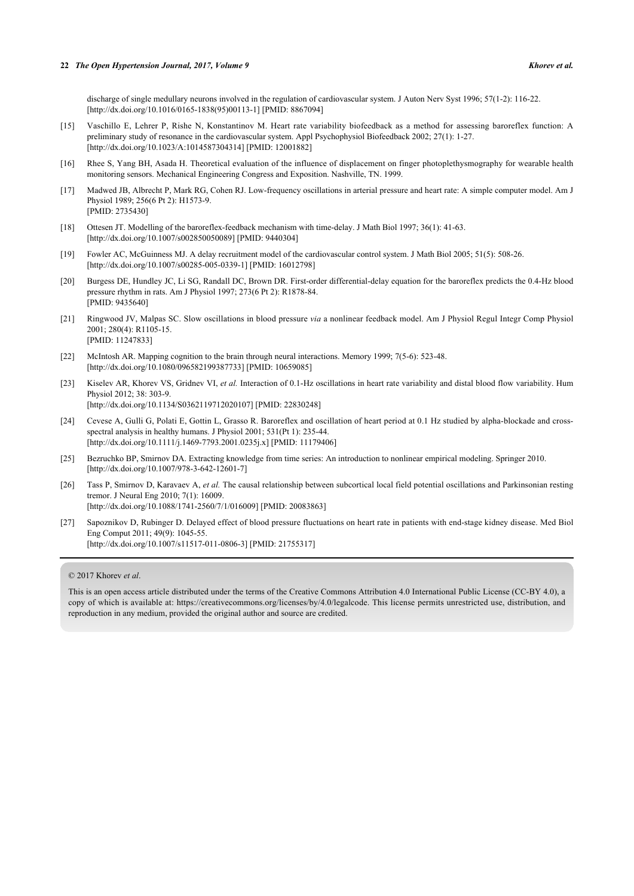discharge of single medullary neurons involved in the regulation of cardiovascular system. J Auton Nerv Syst 1996; 57(1-2): 116-22. [http://dx.doi.org/10.1016/0165-1838(95)00113-1] [PMID: 8867094]

[15] Vaschillo E, Lehrer P, Rishe N, Konstantinov M. Heart rate variability biofeedback as a method for assessing baroreflex function: A preliminary study of resonance in the cardiovascular system. Appl Psychophysiol Biofeedback 2002; 27(1): 1-27. [http://dx.doi.org/10.1023/A:1014587304314] [PMID: 12001882]

[16] Rhee S, Yang BH, Asada H. Theoretical evaluation of the influence of displacement on finger photoplethysmography for wearable health monitoring sensors. Mechanical Engineering Congress and Exposition. Nashville, TN. 1999.

[17] Madwed JB, Albrecht P, Mark RG, Cohen RJ. Low-frequency oscillations in arterial pressure and heart rate: A simple computer model. Am J Physiol 1989; 256(6 Pt 2): H1573-9. [PMID: 2735430]

[18] Ottesen JT. Modelling of the baroreflex-feedback mechanism with time-delay. J Math Biol 1997; 36(1): 41-63. [http://dx.doi.org/10.1007/s002850050089] [PMID: 9440304]

[19] Fowler AC, McGuinness MJ. A delay recruitment model of the cardiovascular control system. J Math Biol 2005; 51(5): 508-26. [http://dx.doi.org/10.1007/s00285-005-0339-1] [PMID: 16012798]

[20] Burgess DE, Hundley JC, Li SG, Randall DC, Brown DR. First-order differential-delay equation for the baroreflex predicts the 0.4-Hz blood pressure rhythm in rats. Am J Physiol 1997; 273(6 Pt 2): R1878-84. [PMID: 9435640]

[21] Ringwood JV, Malpas SC. Slow oscillations in blood pressure *via* a nonlinear feedback model. Am J Physiol Regul Integr Comp Physiol 2001; 280(4): R1105-15. [PMID: 11247833]

[22] McIntosh AR. Mapping cognition to the brain through neural interactions. Memory 1999; 7(5-6): 523-48. [http://dx.doi.org/10.1080/096582199387733] [PMID: 10659085]

[23] Kiselev AR, Khorev VS, Gridnev VI, *et al.* Interaction of 0.1-Hz oscillations in heart rate variability and distal blood flow variability. Hum Physiol 2012; 38: 303-9. [http://dx.doi.org/10.1134/S0362119712020107] [PMID: 22830248]

[24] Cevese A, Gulli G, Polati E, Gottin L, Grasso R. Baroreflex and oscillation of heart period at 0.1 Hz studied by alpha-blockade and cross-spectral analysis in healthy humans. J Physiol 2001; 531(Pt 1): 235-44. [http://dx.doi.org/10.1111/j.1469-7793.2001.0235j.x] [PMID: 11179406]

[25] Bezruchko BP, Smirnov DA. Extracting knowledge from time series: An introduction to nonlinear empirical modeling. Springer 2010. [http://dx.doi.org/10.1007/978-3-642-12601-7]

[26] Tass P, Smirnov D, Karavaev A, *et al.* The causal relationship between subcortical local field potential oscillations and Parkinsonian resting tremor. J Neural Eng 2010; 7(1): 16009. [http://dx.doi.org/10.1088/1741-2560/7/1/016009] [PMID: 20083863]

[27] Sapoznikov D, Rubinger D. Delayed effect of blood pressure fluctuations on heart rate in patients with end-stage kidney disease. Med Biol Eng Comput 2011; 49(9): 1045-55. [http://dx.doi.org/10.1007/s11517-011-0806-3] [PMID: 21755317]

© 2017 Khorev *et al*.

This is an open access article distributed under the terms of the Creative Commons Attribution 4.0 International Public License (CC-BY 4.0), a copy of which is available at: https://creativecommons.org/licenses/by/4.0/legalcode. This license permits unrestricted use, distribution, and reproduction in any medium, provided the original author and source are credited.